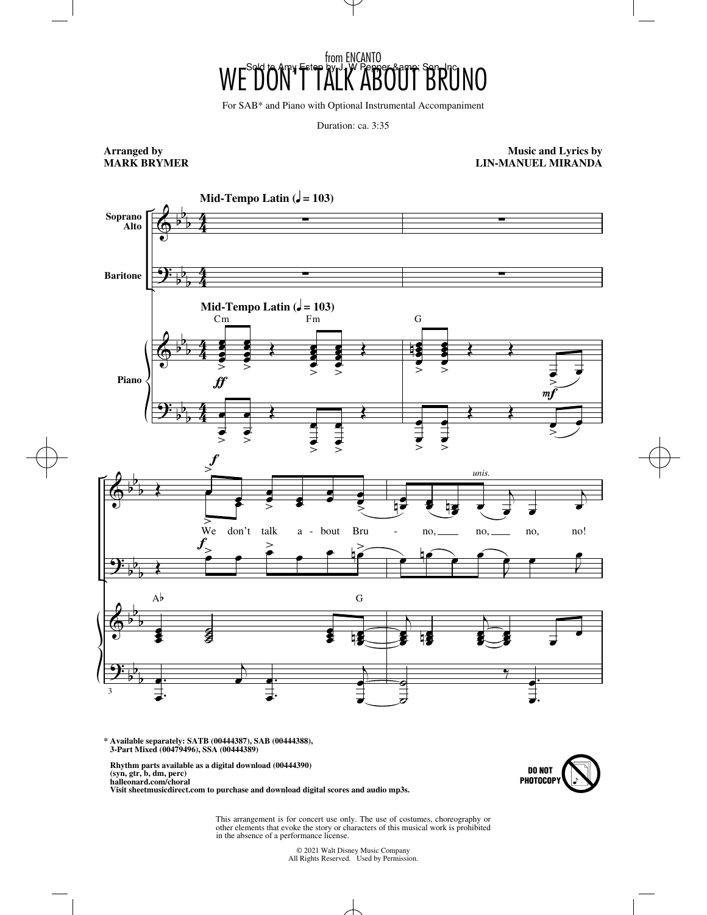from ENCANTO

# WE DON'T TALK ABOUT BRUNO

Sold to Amy Eston by J. W Pepper &amp; Son, Inc.

For SAB* and Piano with Optional Instrumental Accompaniment

Duration: ca. 3:35

**Arranged by**
**MARK BRYMER**

**Music and Lyrics by**
**LIN-MANUEL MIRANDA**

**Mid-Tempo Latin (♩ = 103)**

We don't talk about Bruno, no, no, no, no!

\* **Available separately: SATB (00444387), SAB (00444388), 3-Part Mixed (00479496), SSA (00444389)**

**Rhythm parts available as a digital download (00444390)**
**(syn, gtr, b, dm, perc)**
**halleonard.com/choral**
**Visit sheetmusicdirect.com to purchase and download digital scores and audio mp3s.**

**DO NOT PHOTOCOPY**

This arrangement is for concert use only. The use of costumes, choreography or other elements that evoke the story or characters of this musical work is prohibited in the absence of a performance license.

© 2021 Walt Disney Music Company
All Rights Reserved. Used by Permission.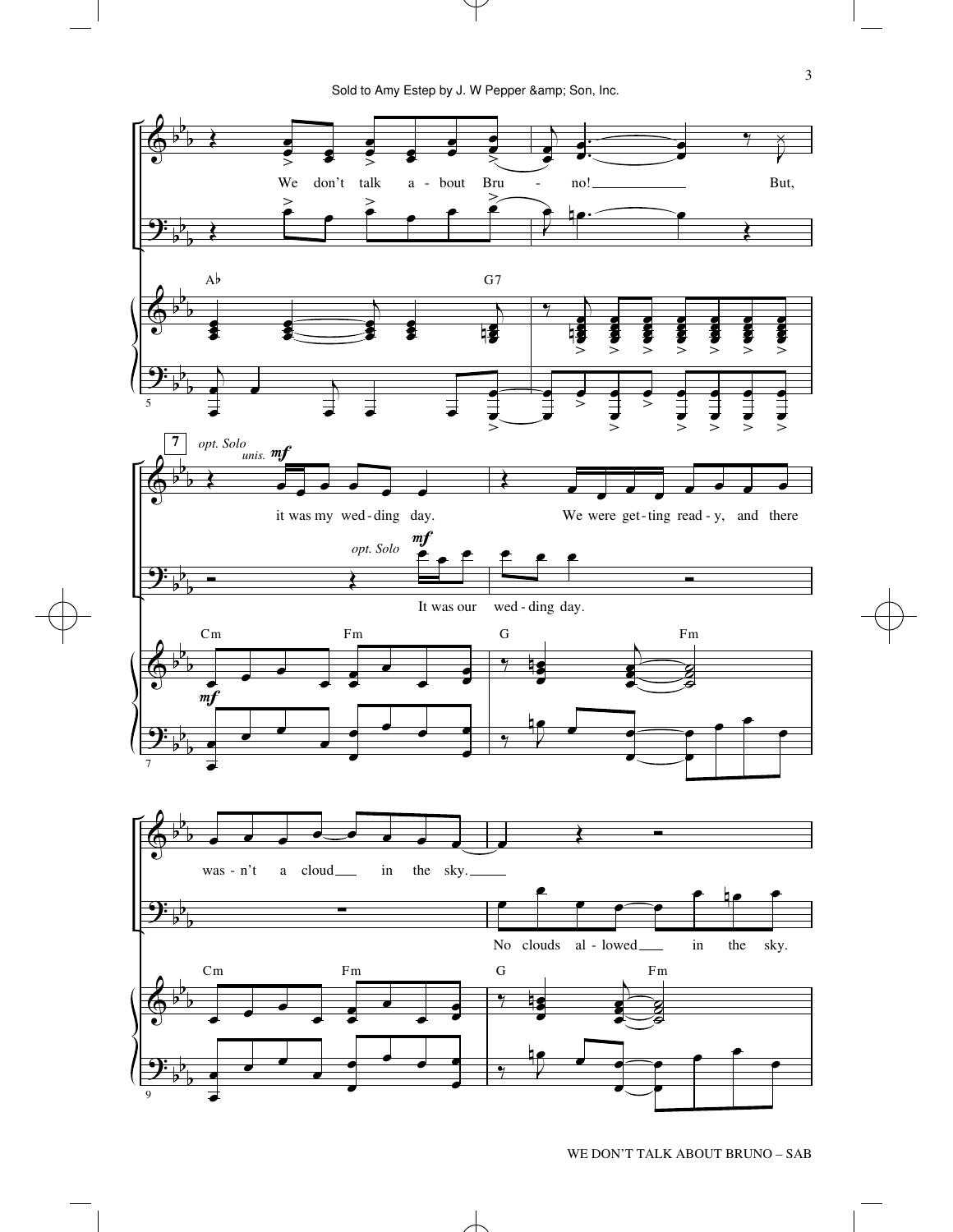We don't talk a - bout Bru - no! But,

**7** *opt. Solo* *unis.* ***mf***

it was my wed - ding day. We were get - ting read - y, and there

*opt. Solo* ***mf***

It was our wed - ding day.

was - n't a cloud in the sky.

No clouds al - lowed in the sky.

Ab G7 Cm Fm G Fm Cm Fm G Fm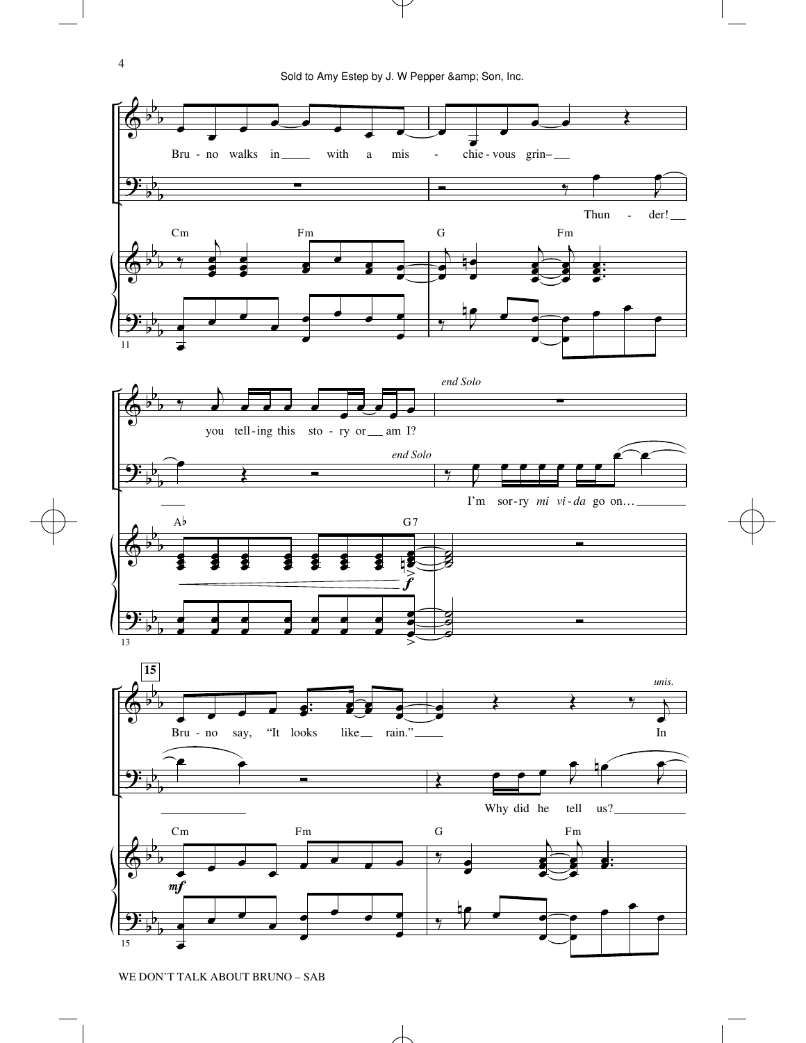Bru - no walks in with a mis - chie - vous grin–

Thun - der!

Cm Fm G Fm

you tell - ing this sto - ry or am I?

*end Solo*

*end Solo*

I'm sor - ry *mi vi - da* go on…

A♭ G7

*f*

**15**

Bru - no say, "It looks like rain."

*unis.*

In

Why did he tell us?

Cm Fm G Fm

*mf*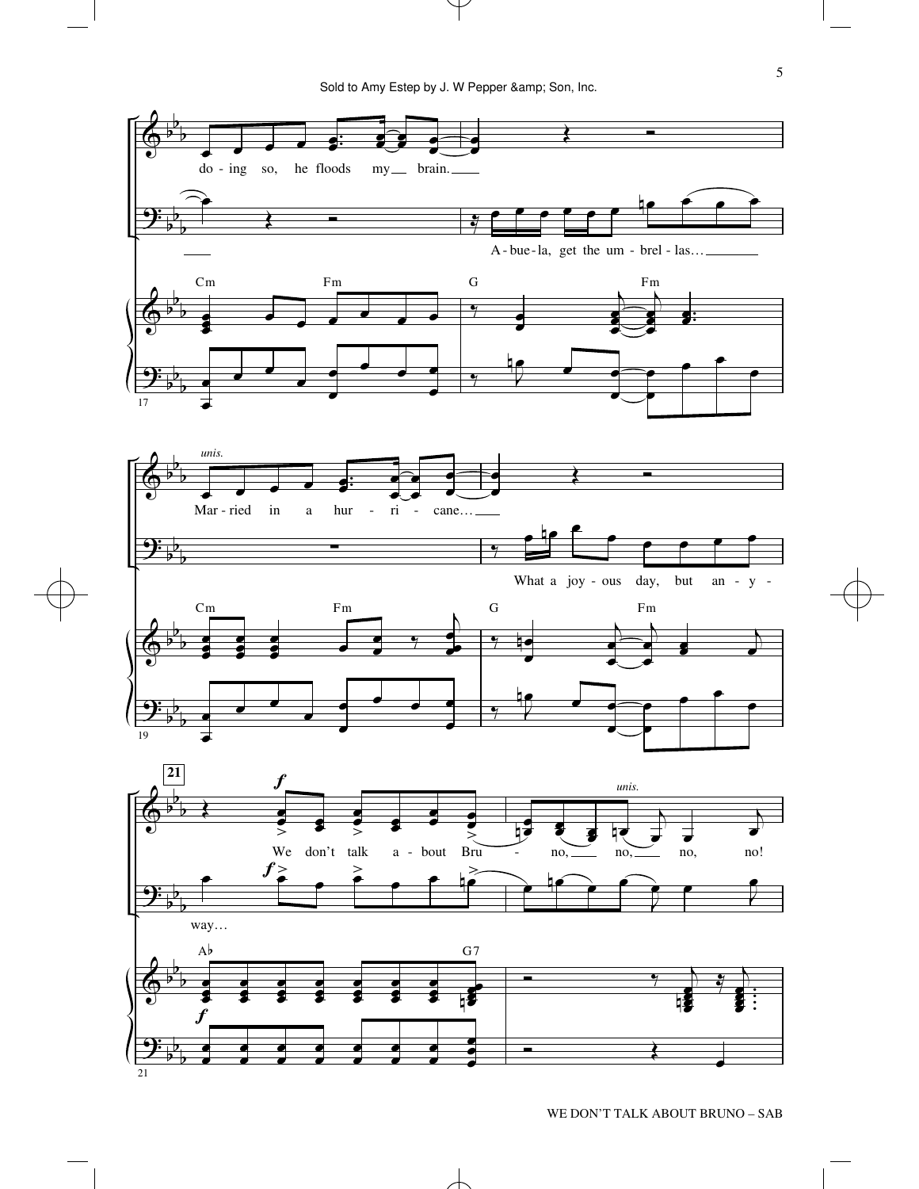do - ing so, he floods my brain.

A - bue - la, get the um - brel - las...

Cm Fm G Fm

*unis.*

Mar - ried in a hur - ri - cane...

What a joy - ous day, but an - y - way...

Cm Fm G Fm

**21**

***f***

We don't talk a - bout Bru - no, no, no, no!

*unis.*

A♭ G7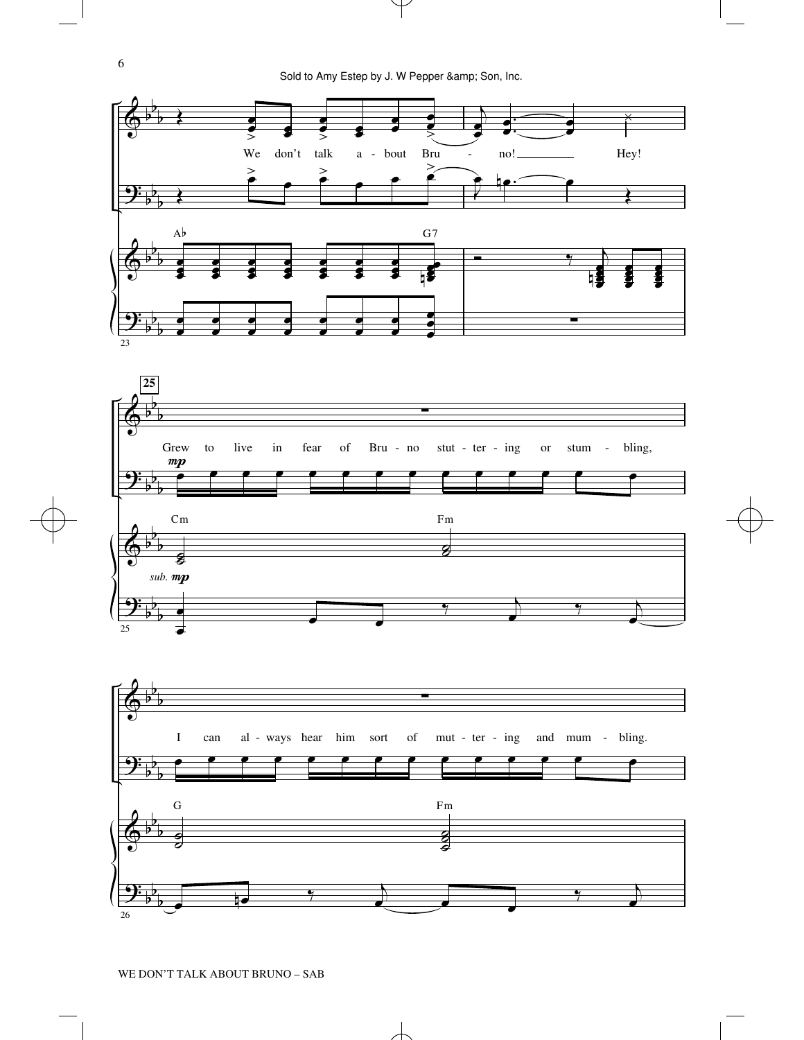We don't talk about Bruno! Hey!

Grew to live in fear of Bruno stutter-ing or stum-bling,

I can al-ways hear him sort of mut-ter-ing and mum-bling.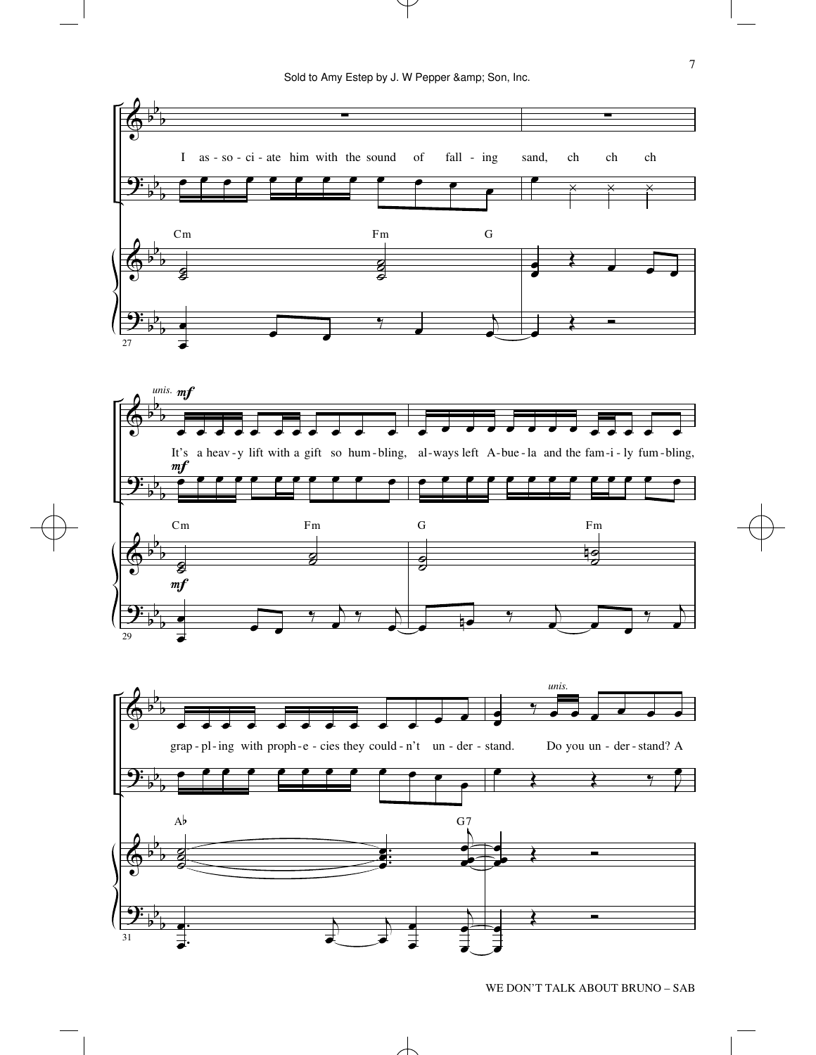I as - so - ci - ate him with the sound of fall - ing sand, ch ch ch

Cm Fm G

*unis.* *mf*

It's a heav - y lift with a gift so hum - bling, al - ways left A - bue - la and the fam - i - ly fum - bling,

Cm Fm G Fm

grap - pl - ing with proph - e - cies they could - n't un - der - stand. *unis.* Do you un - der - stand? A

A♭ G7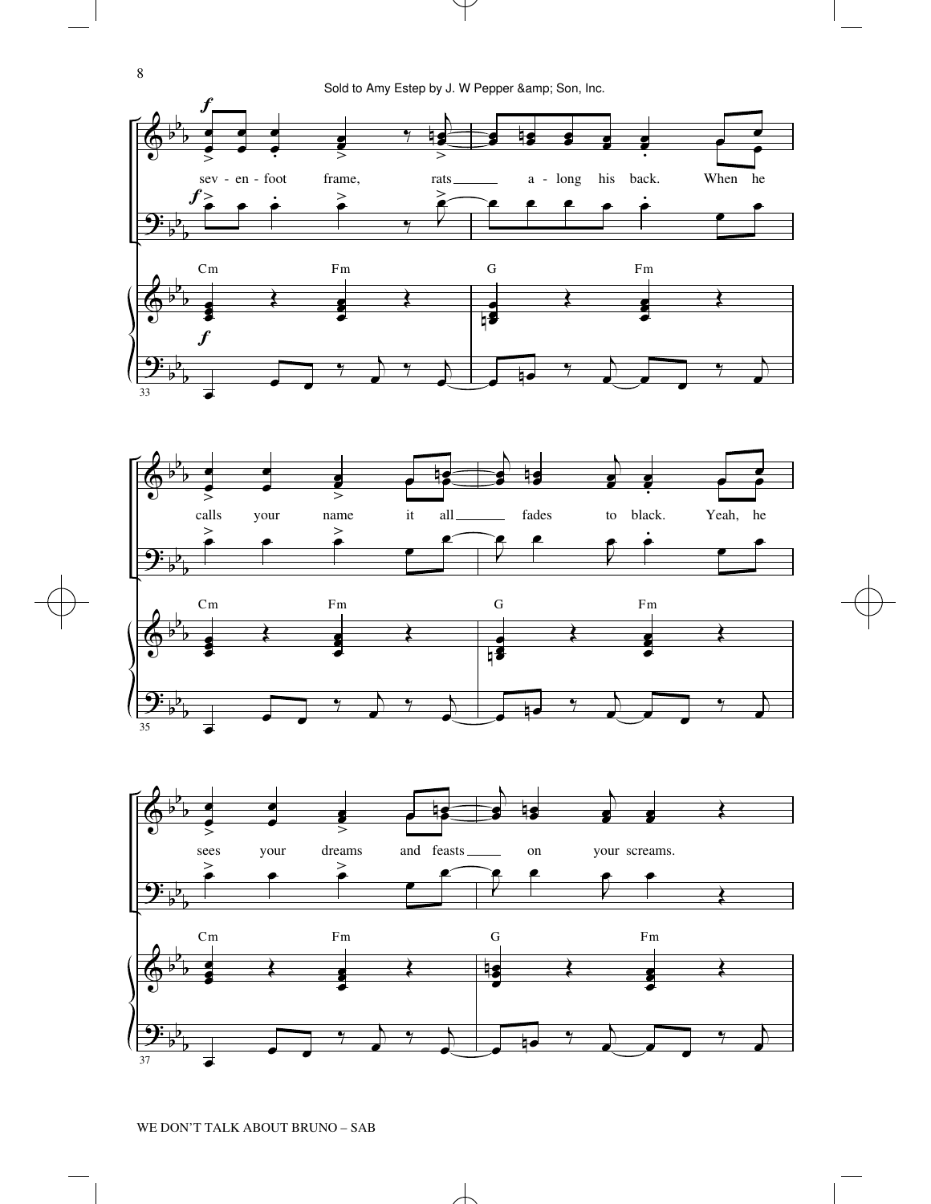Sold to Amy Estep by J. W Pepper &amp; Son, Inc.

sev - en - foot frame, rats a - long his back. When he

Cm Fm G Fm

calls your name it all fades to black. Yeah, he

Cm Fm G Fm

sees your dreams and feasts on your screams.

Cm Fm G Fm

WE DON'T TALK ABOUT BRUNO – SAB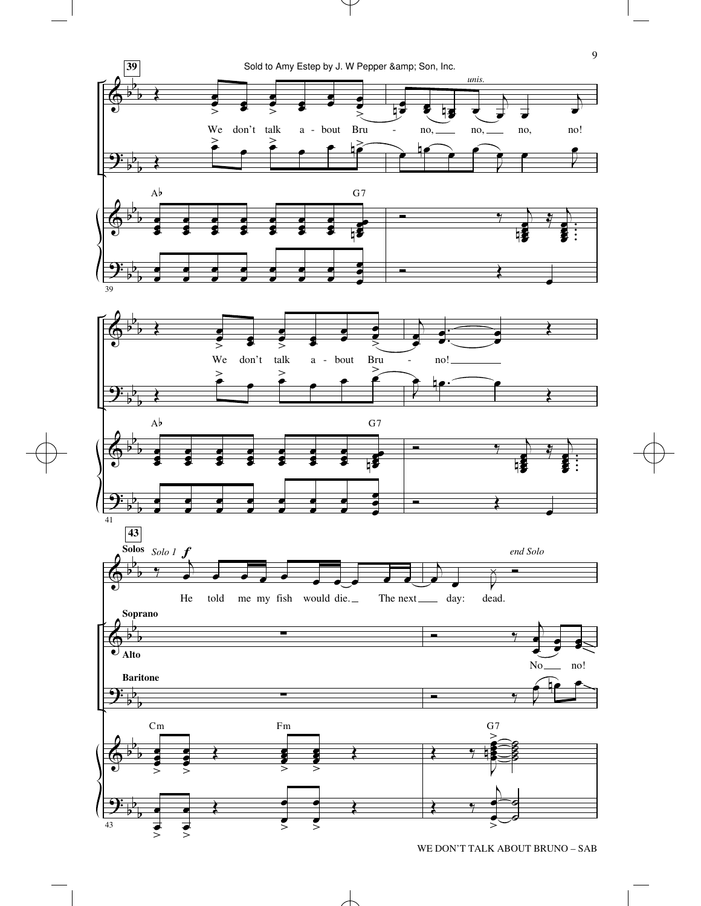Sold to Amy Estep by J. W Pepper &amp; Son, Inc.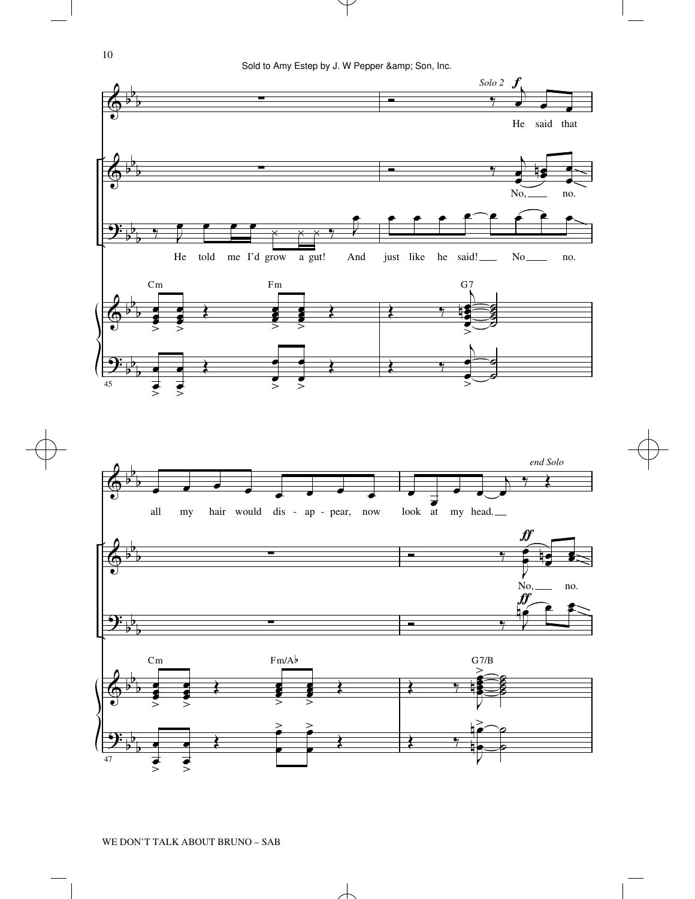*Solo 2* ***f***

He said that all my hair would dis - ap - pear, now look at my head.

*end Solo*

No, no. No, no.

He told me I'd grow a gut! And just like he said! No no.

***ff***

Cm Fm G7

Cm Fm/A♭ G7/B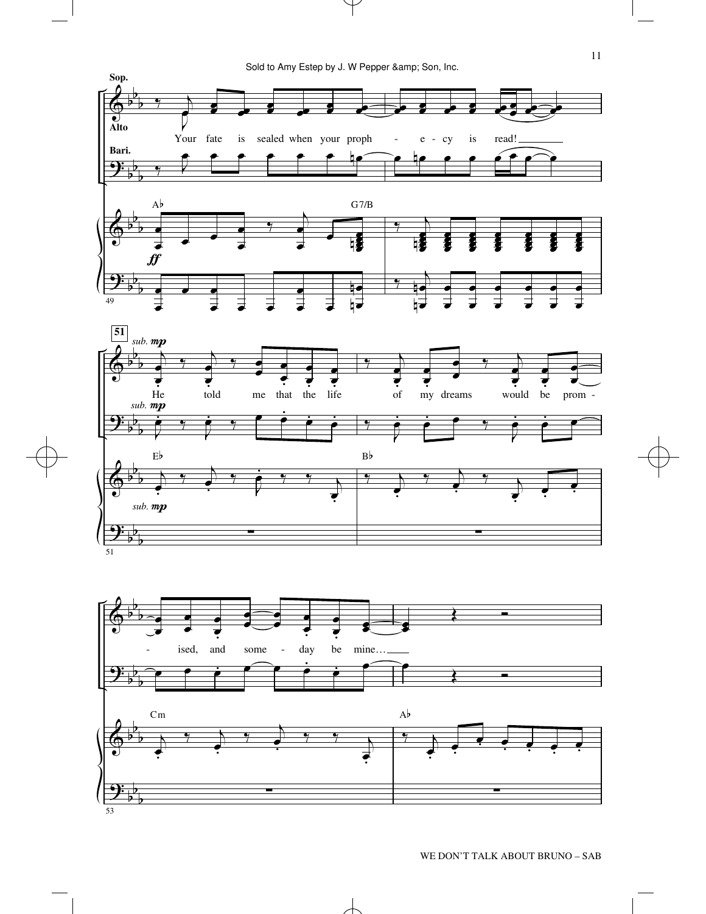Sold to Amy Estep by J. W Pepper &amp; Son, Inc.

Sop.

Alto

Your fate is sealed when your proph - e - cy is read!

Bari.

A♭ G7/B

*ff*

49

51

*sub.* ***mp***

He told me that the life of my dreams would be prom -

*sub.* ***mp***

E♭ B♭

*sub.* ***mp***

51

- ised, and some - day be mine…

Cm A♭

53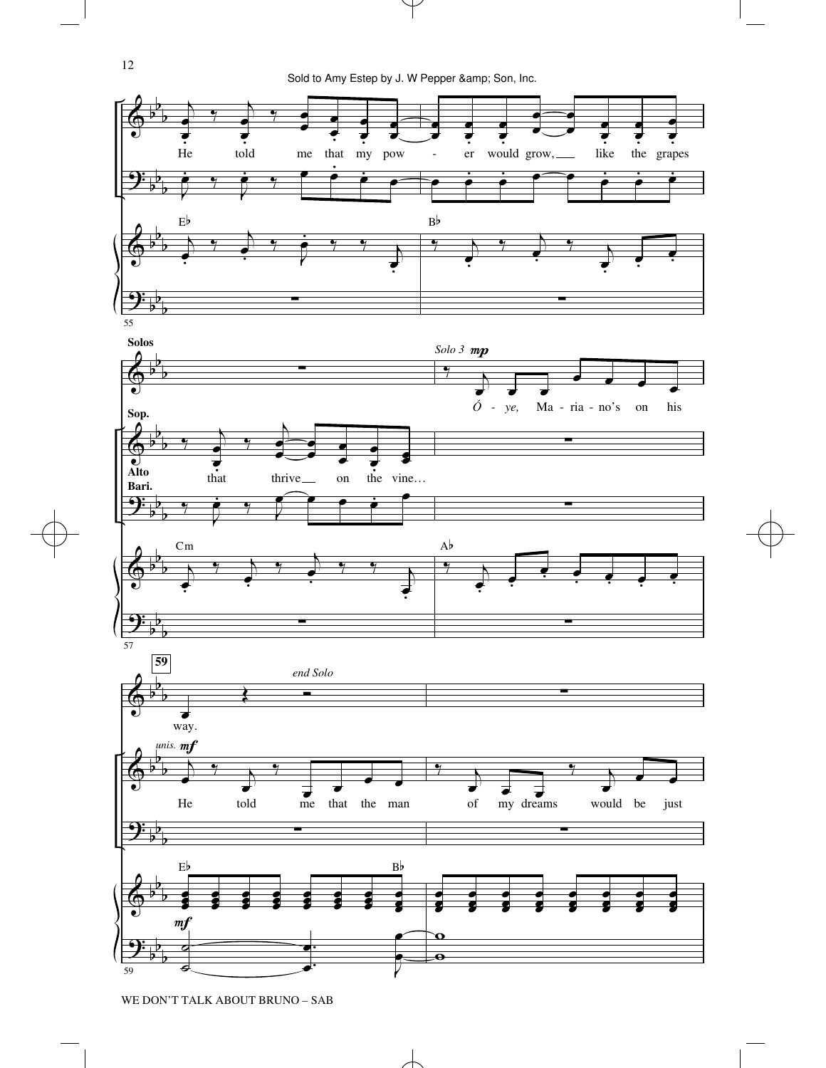He told me that my pow - er would grow, like the grapes

E♭ B♭

**Solos**

*Solo 3* ***mp***

Ó - *ye,* Ma - ria - no's on his

**Sop.**

**Alto**

that thrive on the vine…

**Bari.**

Cm A♭

**59**

way.

*end Solo*

*unis.* ***mf***

He told me that the man of my dreams would be just

E♭ B♭

***mf***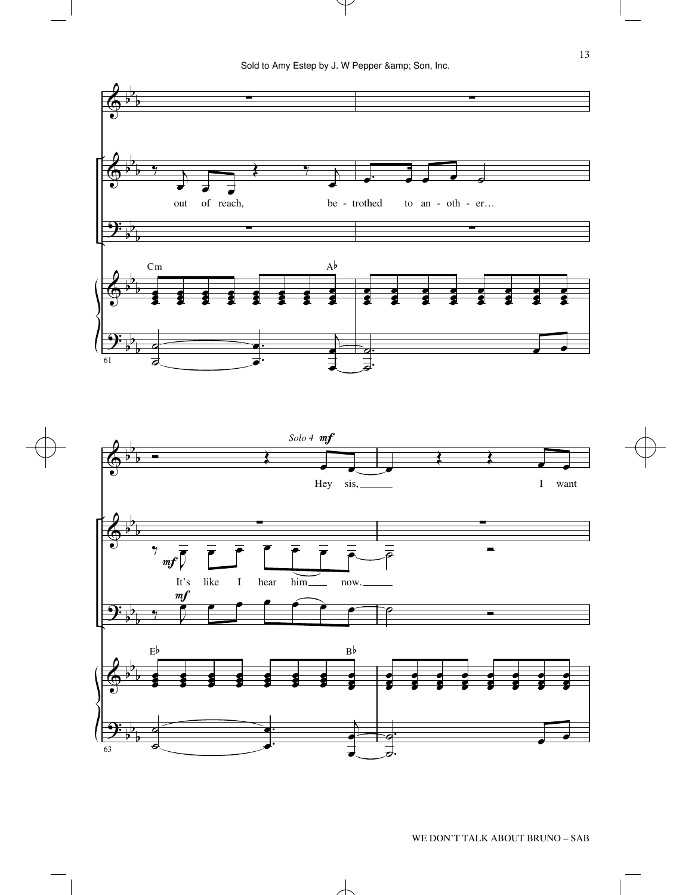out of reach, be - trothed to an - oth - er…

Cm A♭

*Solo 4* ***mf***

Hey sis, I want

***mf***

It's like I hear him now.

***mf***

E♭ B♭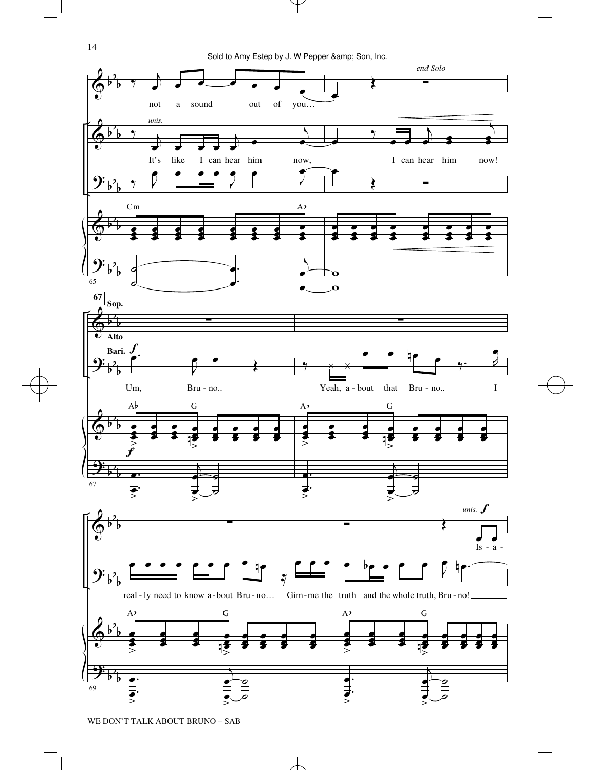Sold to Amy Estep by J. W Pepper &amp; Son, Inc.

*end Solo*

not a sound out of you…

*unis.*

It's like I can hear him now, I can hear him now!

Cm Ab

**67**

**Sop.**

**Alto**

**Bari.** ***f***

Um, Bru - no.. Yeah, a - bout that Bru - no.. I

Ab G Ab G

real - ly need to know a - bout Bru - no… Gim - me the truth and the whole truth, Bru - no!

*unis.* ***f***

Is - a -

Ab G Ab G

WE DON'T TALK ABOUT BRUNO – SAB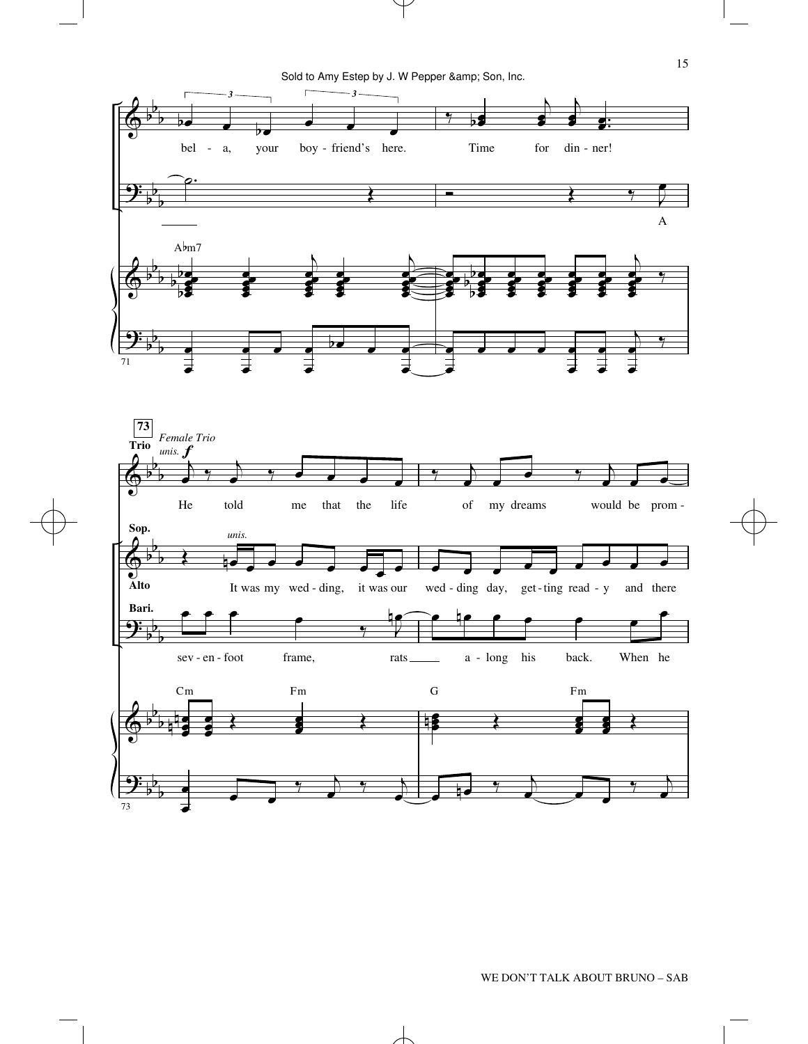Sold to Amy Estep by J. W Pepper &amp; Son, Inc.

bel - a, your boy - friend's here. Time for din - ner!

A

A♭m7

**73**

**Trio** *Female Trio* *unis.* ***f***

He told me that the life of my dreams would be prom -

**Sop.** *unis.*

**Alto**

It was my wed - ding, it was our wed - ding day, get - ting read - y and there

**Bari.**

sev - en - foot frame, rats a - long his back. When he

Cm Fm G Fm

WE DON'T TALK ABOUT BRUNO – SAB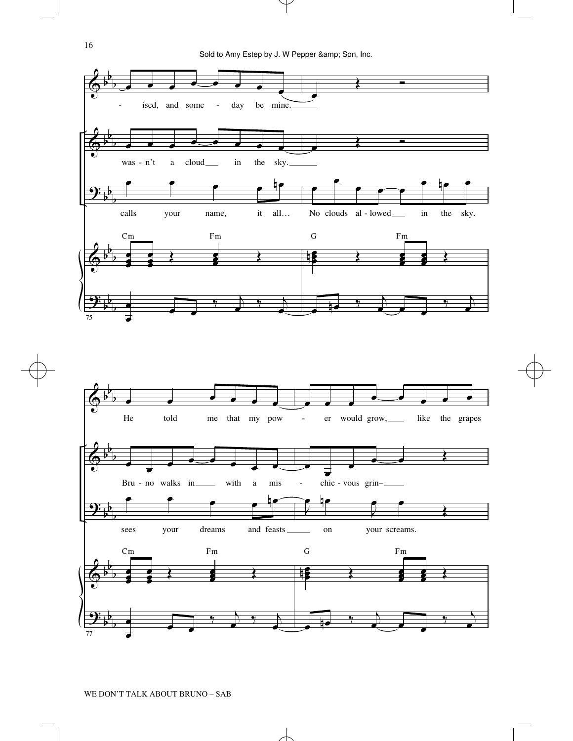ised, and some - day be mine.

was - n't a cloud in the sky.

calls your name, it all… No clouds al - lowed in the sky.

Cm Fm G Fm

75

He told me that my pow - er would grow, like the grapes

Bru - no walks in with a mis - chie - vous grin–

sees your dreams and feasts on your screams.

Cm Fm G Fm

77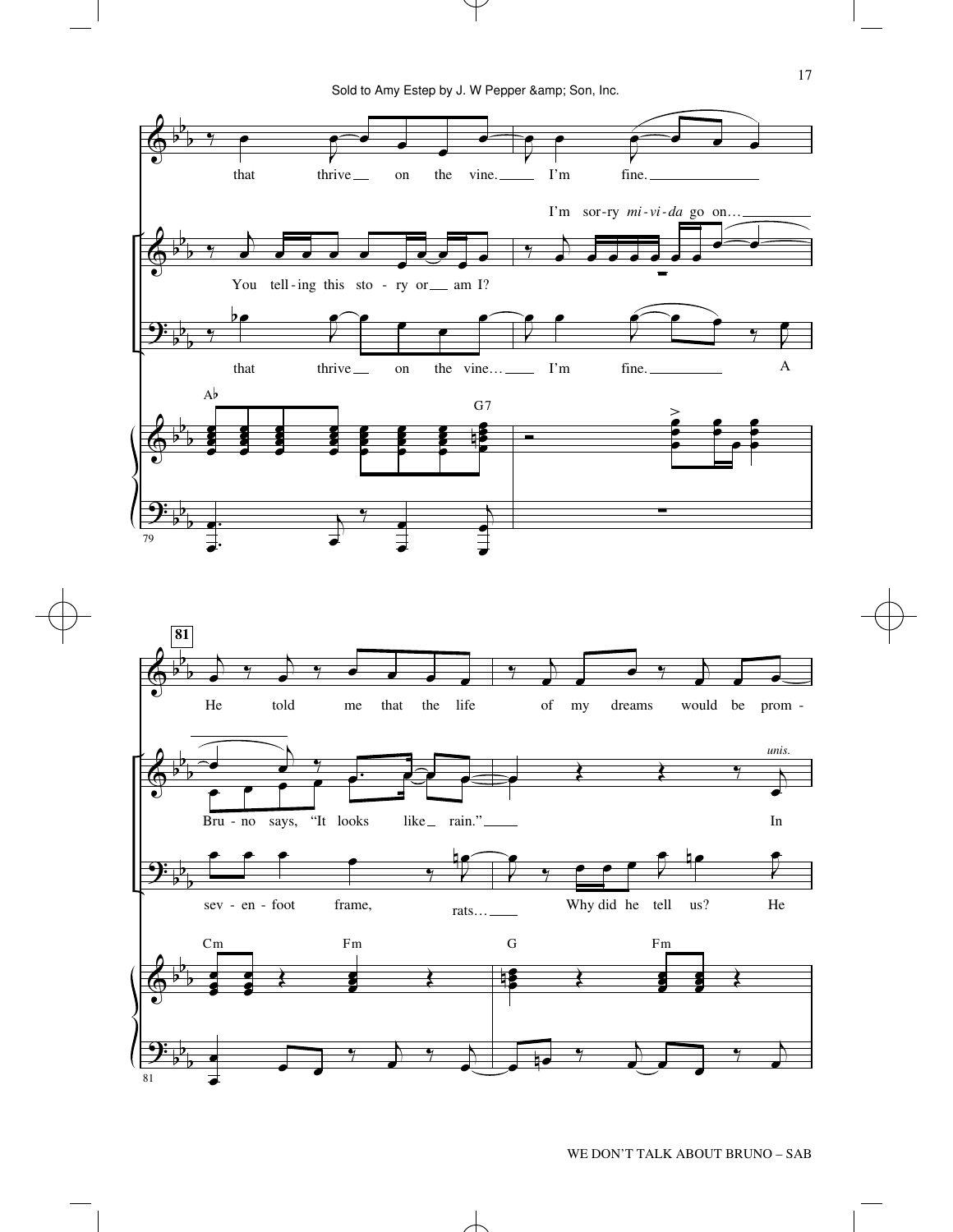Sold to Amy Estep by J. W Pepper &amp; Son, Inc.

that thrive on the vine. I'm fine.

I'm sor-ry *mi-vi-da* go on...

You tell-ing this sto - ry or am I?

that thrive on the vine... I'm fine. A

A♭ G7

**81**

He told me that the life of my dreams would be prom -

Bru - no says, "It looks like rain."

*unis.*

In

sev - en - foot frame, rats... Why did he tell us? He

Cm Fm G Fm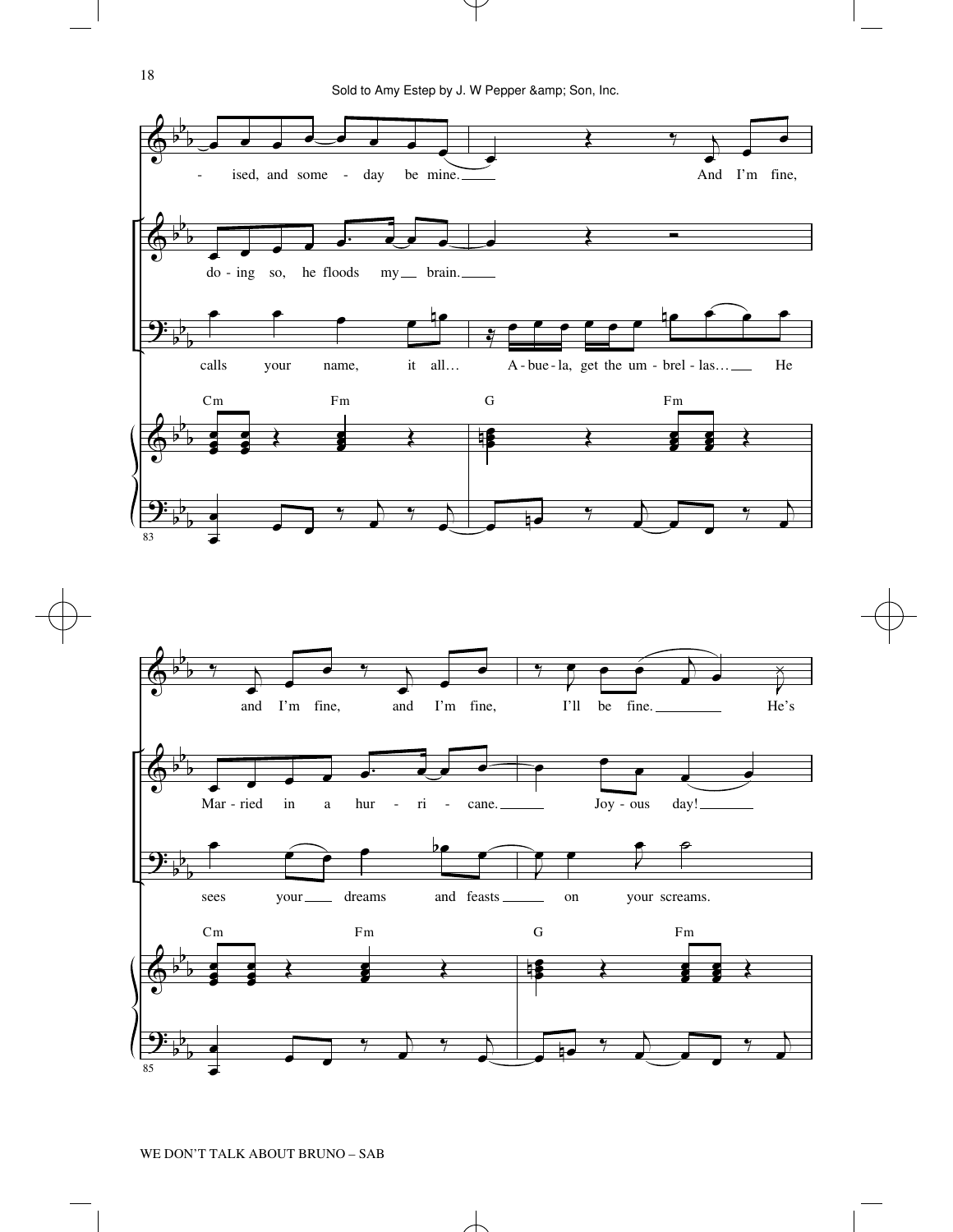-ised, and some - day be mine. And I'm fine,

do - ing so, he floods my brain.

calls your name, it all… A - bue - la, get the um - brel - las… He

Cm Fm G Fm

83

and I'm fine, and I'm fine, I'll be fine. He's

Mar - ried in a hur - ri - cane. Joy - ous day!

sees your dreams and feasts on your screams.

Cm Fm G Fm

85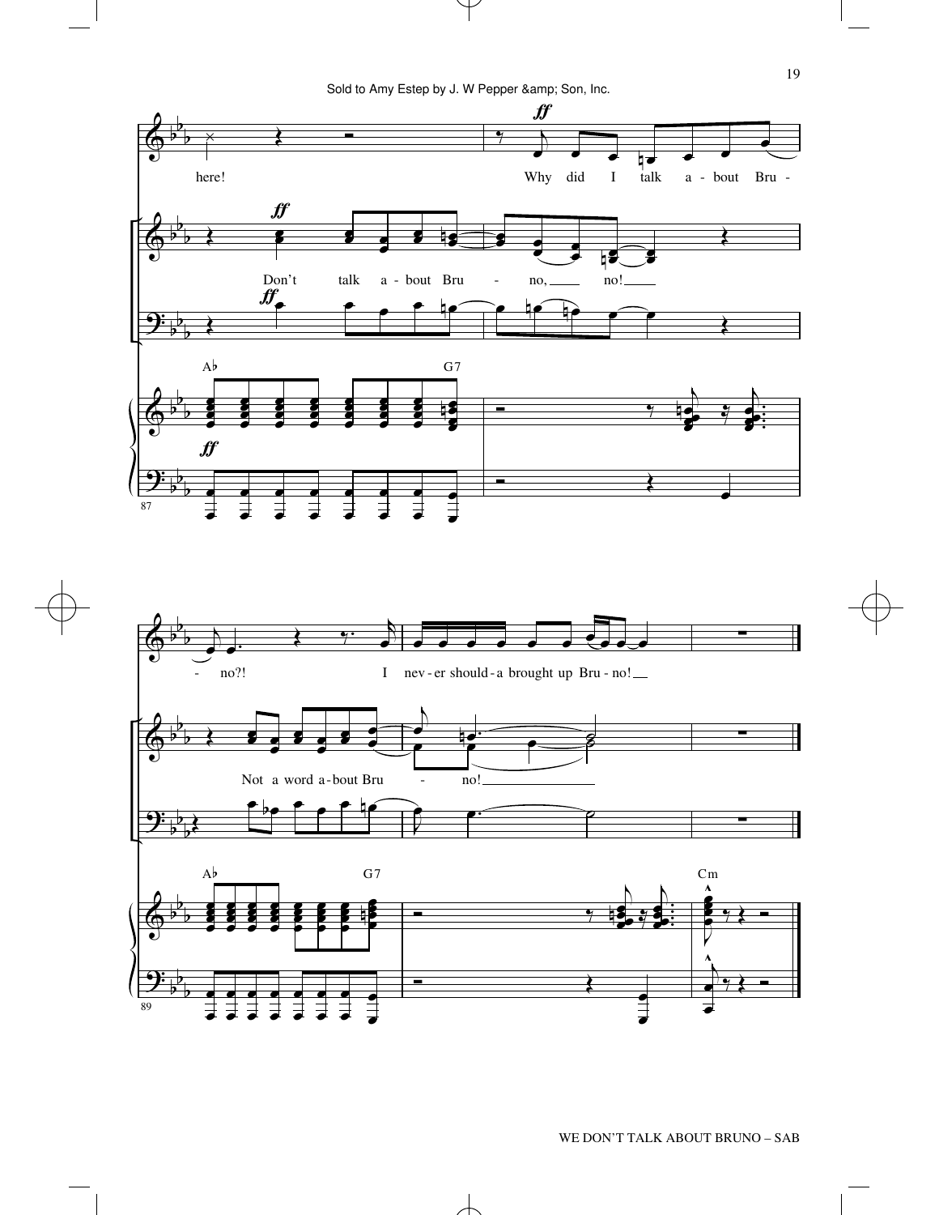here! Why did I talk a - bout Bru - no?! I nev - er should - a brought up Bru - no!

Don't talk a - bout Bru - no, no!

Not a word a - bout Bru - no!

A♭ G7 A♭ G7 Cm